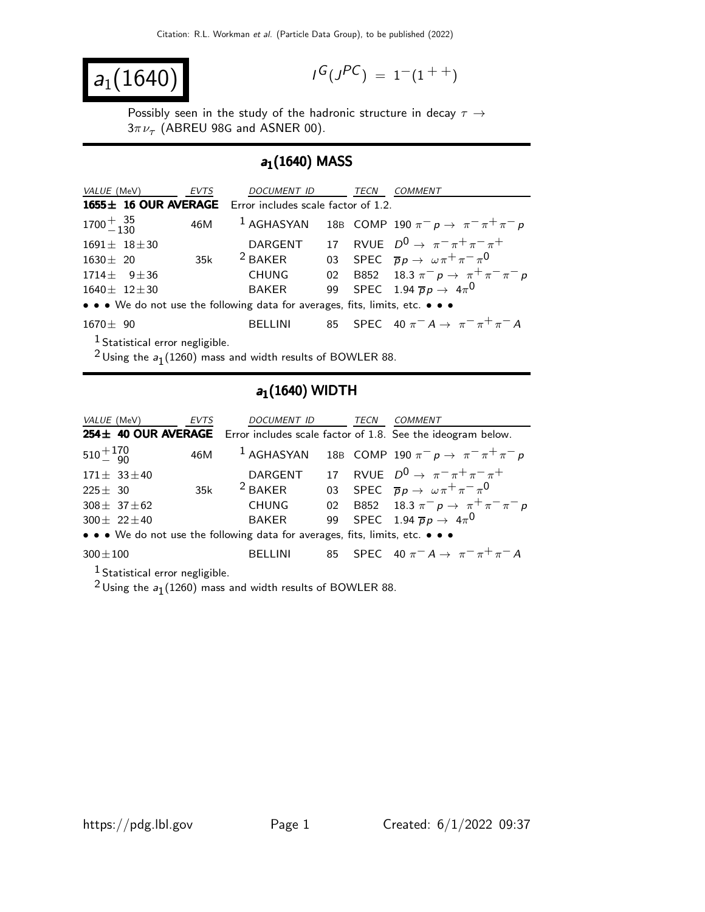# $a_1(1640)$

$I^G(J^{PC}) = 1^-(1^{++})$

Possibly seen in the study of the hadronic structure in decay $\tau \to 3\pi\nu_\tau$ (ABREU 98G and ASNER 00).

## $a_1(1640)$ MASS

| VALUE (MeV) | EVTS | DOCUMENT ID | | TECN | COMMENT |
|---|---|---|---|---|---|
| **1655± 16 OUR AVERAGE** | | Error includes scale factor of 1.2. | | | |
| $1700^{+\ 35}_{-130}$ | 46M | [1] AGHASYAN | 18B | COMP | $190\ \pi^- p \to \pi^-\pi^+\pi^- p$ |
| $1691 \pm 18 \pm 30$ | | DARGENT | 17 | RVUE | $D^0 \to \pi^-\pi^+\pi^-\pi^+$ |
| $1630 \pm 20$ | 35k | [2] BAKER | 03 | SPEC | $\overline{p}p \to \omega\pi^+\pi^-\pi^0$ |
| $1714 \pm 9 \pm 36$ | | CHUNG | 02 | B852 | $18.3\ \pi^- p \to \pi^+\pi^-\pi^- p$ |
| $1640 \pm 12 \pm 30$ | | BAKER | 99 | SPEC | $1.94\ \overline{p}p \to 4\pi^0$ |
| • • • We do not use the following data for averages, fits, limits, etc. • • • | | | | | |
| $1670 \pm 90$ | | BELLINI | 85 | SPEC | $40\ \pi^- A \to \pi^-\pi^+\pi^- A$ |

[1] Statistical error negligible.

[2] Using the $a_1(1260)$ mass and width results of BOWLER 88.

## $a_1(1640)$ WIDTH

| VALUE (MeV) | EVTS | DOCUMENT ID | | TECN | COMMENT |
|---|---|---|---|---|---|
| **254± 40 OUR AVERAGE** | | Error includes scale factor of 1.8. See the ideogram below. | | | |
| $510^{+170}_{-\ 90}$ | 46M | [1] AGHASYAN | 18B | COMP | $190\ \pi^- p \to \pi^-\pi^+\pi^- p$ |
| $171 \pm 33 \pm 40$ | | DARGENT | 17 | RVUE | $D^0 \to \pi^-\pi^+\pi^-\pi^+$ |
| $225 \pm 30$ | 35k | [2] BAKER | 03 | SPEC | $\overline{p}p \to \omega\pi^+\pi^-\pi^0$ |
| $308 \pm 37 \pm 62$ | | CHUNG | 02 | B852 | $18.3\ \pi^- p \to \pi^+\pi^-\pi^- p$ |
| $300 \pm 22 \pm 40$ | | BAKER | 99 | SPEC | $1.94\ \overline{p}p \to 4\pi^0$ |
| • • • We do not use the following data for averages, fits, limits, etc. • • • | | | | | |
| $300 \pm 100$ | | BELLINI | 85 | SPEC | $40\ \pi^- A \to \pi^-\pi^+\pi^- A$ |

[1] Statistical error negligible.

[2] Using the $a_1(1260)$ mass and width results of BOWLER 88.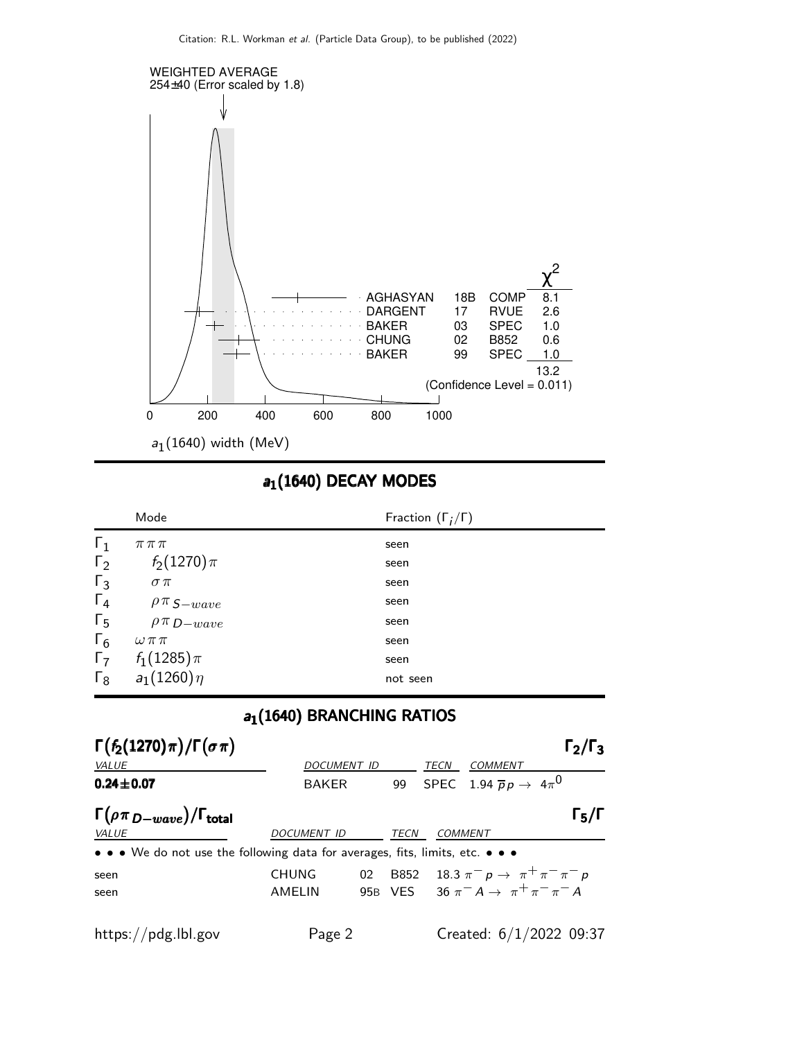WEIGHTED AVERAGE
254±40 (Error scaled by 1.8)

$\chi^2$

AGHASYAN 18B COMP 8.1
DARGENT 17 RVUE 2.6
BAKER 03 SPEC 1.0
CHUNG 02 B852 0.6
BAKER 99 SPEC 1.0
13.2
(Confidence Level = 0.011)

0 200 400 600 800 1000

$a_1(1640)$ width (MeV)

## $a_1(1640)$ DECAY MODES

| | Mode | Fraction ($\Gamma_i/\Gamma$) |
|---|---|---|
| $\Gamma_1$ | $\pi\pi\pi$ | seen |
| $\Gamma_2$ | $f_2(1270)\pi$ | seen |
| $\Gamma_3$ | $\sigma\pi$ | seen |
| $\Gamma_4$ | $\rho\pi_{S-wave}$ | seen |
| $\Gamma_5$ | $\rho\pi_{D-wave}$ | seen |
| $\Gamma_6$ | $\omega\pi\pi$ | seen |
| $\Gamma_7$ | $f_1(1285)\pi$ | seen |
| $\Gamma_8$ | $a_1(1260)\eta$ | not seen |

## $a_1(1640)$ BRANCHING RATIOS

### $\Gamma(f_2(1270)\pi)/\Gamma(\sigma\pi)$ — $\Gamma_2/\Gamma_3$

| VALUE | DOCUMENT ID | | TECN | COMMENT |
|---|---|---|---|---|
| **0.24±0.07** | BAKER | 99 | SPEC | 1.94 $\overline{p}p \rightarrow 4\pi^0$ |

### $\Gamma(\rho\pi_{D-wave})/\Gamma_{\text{total}}$ — $\Gamma_5/\Gamma$

| VALUE | DOCUMENT ID | | TECN | COMMENT |
|---|---|---|---|---|
| • • • We do not use the following data for averages, fits, limits, etc. • • • | | | | |
| seen | CHUNG | 02 | B852 | 18.3 $\pi^- p \rightarrow \pi^+\pi^-\pi^- p$ |
| seen | AMELIN | 95B | VES | 36 $\pi^- A \rightarrow \pi^+\pi^-\pi^- A$ |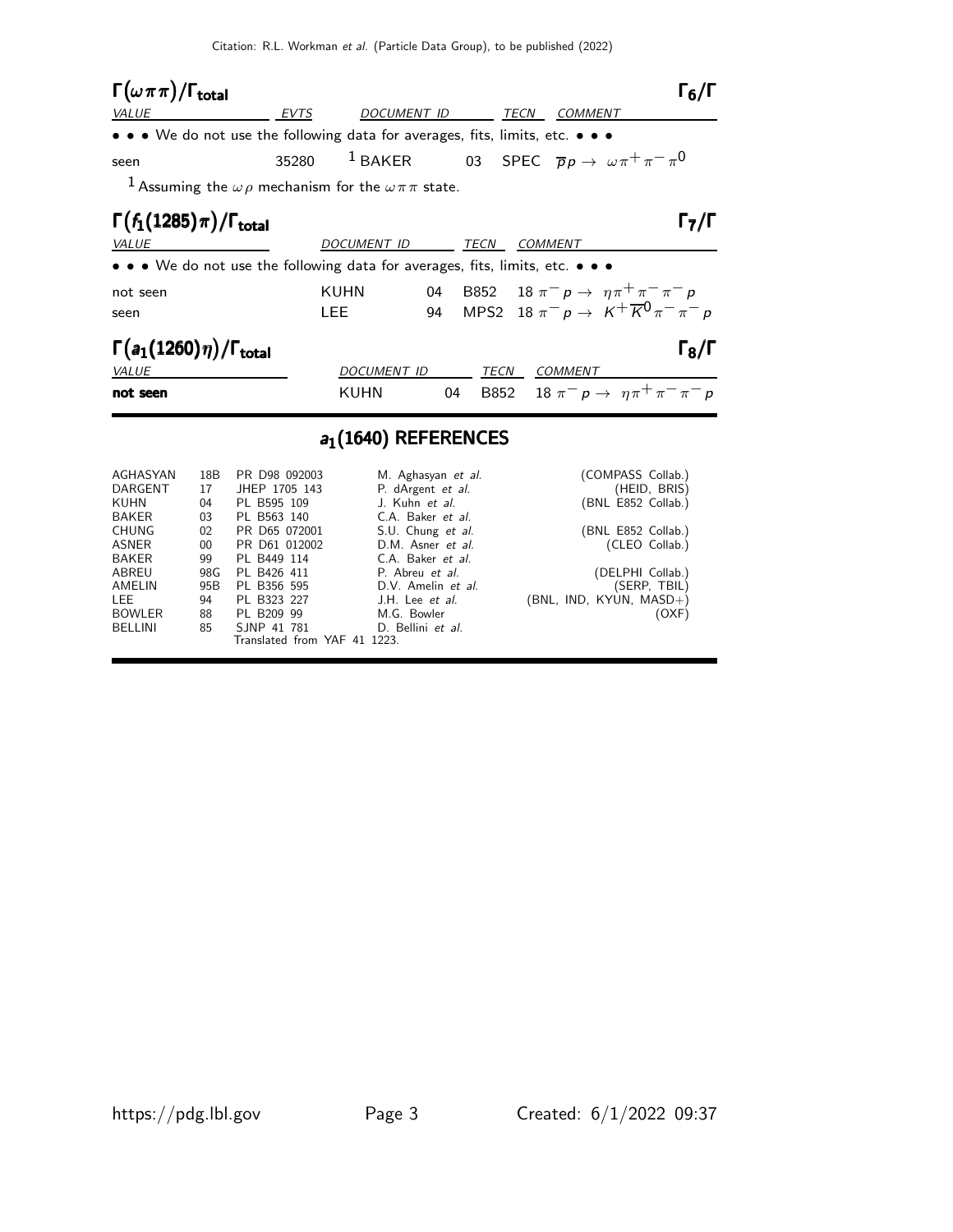### $\Gamma(\omega\pi\pi)/\Gamma_{total}$ $\Gamma_6/\Gamma$

| VALUE | EVTS | DOCUMENT ID | | TECN | COMMENT |
|---|---|---|---|---|---|
| • • • We do not use the following data for averages, fits, limits, etc. • • • | | | | | |
| seen | 35280 | [1] BAKER | 03 | SPEC | $\overline{p}p \to \omega\pi^+\pi^-\pi^0$ |

[1] Assuming the $\omega\rho$ mechanism for the $\omega\pi\pi$ state.

### $\Gamma(f_1(1285)\pi)/\Gamma_{total}$ $\Gamma_7/\Gamma$

| VALUE | DOCUMENT ID | | TECN | COMMENT |
|---|---|---|---|---|
| • • • We do not use the following data for averages, fits, limits, etc. • • • | | | | |
| not seen | KUHN | 04 | B852 | $18\ \pi^- p \to \eta\pi^+\pi^-\pi^- p$ |
| seen | LEE | 94 | MPS2 | $18\ \pi^- p \to K^+\overline{K}^0\pi^-\pi^- p$ |

### $\Gamma(a_1(1260)\eta)/\Gamma_{total}$ $\Gamma_8/\Gamma$

| VALUE | DOCUMENT ID | | TECN | COMMENT |
|---|---|---|---|---|
| **not seen** | KUHN | 04 | B852 | $18\ \pi^- p \to \eta\pi^+\pi^-\pi^- p$ |

## $a_1(1640)$ REFERENCES

| | | | | |
|---|---|---|---|---|
| AGHASYAN | 18B | PR D98 092003 | M. Aghasyan *et al.* | (COMPASS Collab.) |
| DARGENT | 17 | JHEP 1705 143 | P. dArgent *et al.* | (HEID, BRIS) |
| KUHN | 04 | PL B595 109 | J. Kuhn *et al.* | (BNL E852 Collab.) |
| BAKER | 03 | PL B563 140 | C.A. Baker *et al.* | |
| CHUNG | 02 | PR D65 072001 | S.U. Chung *et al.* | (BNL E852 Collab.) |
| ASNER | 00 | PR D61 012002 | D.M. Asner *et al.* | (CLEO Collab.) |
| BAKER | 99 | PL B449 114 | C.A. Baker *et al.* | |
| ABREU | 98G | PL B426 411 | P. Abreu *et al.* | (DELPHI Collab.) |
| AMELIN | 95B | PL B356 595 | D.V. Amelin *et al.* | (SERP, TBIL) |
| LEE | 94 | PL B323 227 | J.H. Lee *et al.* | (BNL, IND, KYUN, MASD+) |
| BOWLER | 88 | PL B209 99 | M.G. Bowler | (OXF) |
| BELLINI | 85 | SJNP 41 781 | D. Bellini *et al.* | |
| | | Translated from YAF 41 1223. | | |